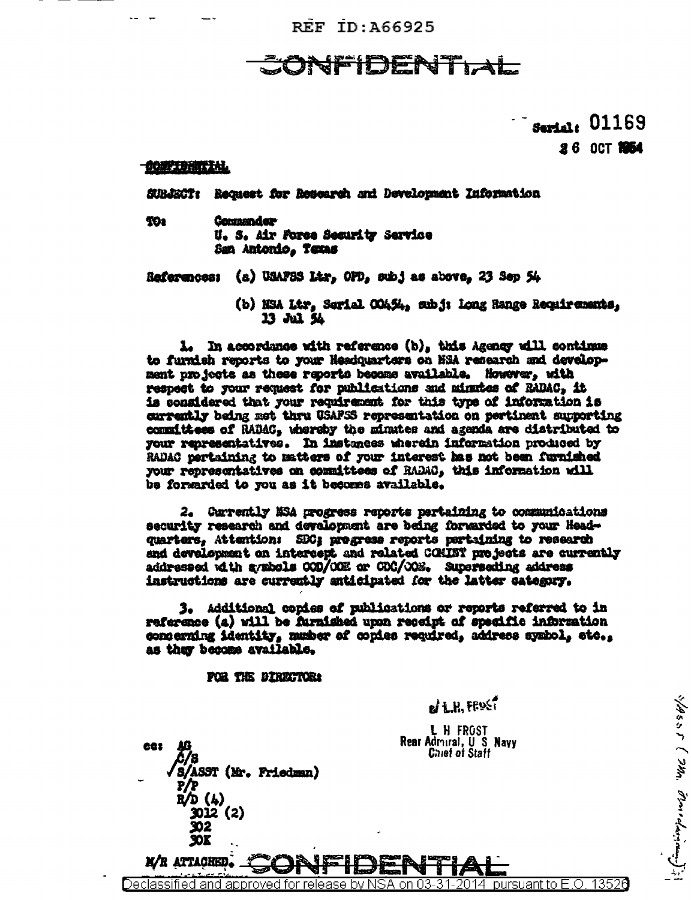REF ID:A66925

# CONFIDENTIAL

Serial: 01169

26 OCT 1954

CONFIDENTIAL

SUBJECT: Request for Research and Development Information

TO: Commander
U. S. Air Force Security Service
San Antonio, Texas

References: (a) USAFSS Ltr, OPD, subj as above, 23 Sep 54

(b) NSA Ltr, Serial 00454, subj: Long Range Requirements, 13 Jul 54

1. In accordance with reference (b), this Agency will continue to furnish reports to your Headquarters on NSA research and development projects as these reports become available. However, with respect to your request for publications and minutes of RADAC, it is considered that your requirement for this type of information is currently being met thru USAFSS representation on pertinent supporting committees of RADAC, whereby the minutes and agenda are distributed to your representatives. In instances wherein information produced by RADAC pertaining to matters of your interest has not been furnished your representatives on committees of RADAC, this information will be forwarded to you as it becomes available.

2. Currently NSA progress reports pertaining to communications security research and development are being forwarded to your Headquarters, Attention: SDC; progress reports pertaining to research and development on intercept and related COMINT projects are currently addressed with symbols OOD/OOE or ODC/OOE. Superseding address instructions are currently anticipated for the latter category.

3. Additional copies of publications or reports referred to in reference (a) will be furnished upon receipt of specific information concerning identity, number of copies required, address symbol, etc., as they become available.

FOR THE DIRECTOR:

s/ L.H. FROST

L H FROST
Rear Admiral, U S Navy
Chief of Staff

cc: AG
C/S
√S/ASST (Mr. Friedman)
P/P
R/D (4)
3012 (2)
302
30K

M/R ATTACHED.

CONFIDENTIAL

Declassified and approved for release by NSA on 03-31-2014 pursuant to E.O. 13526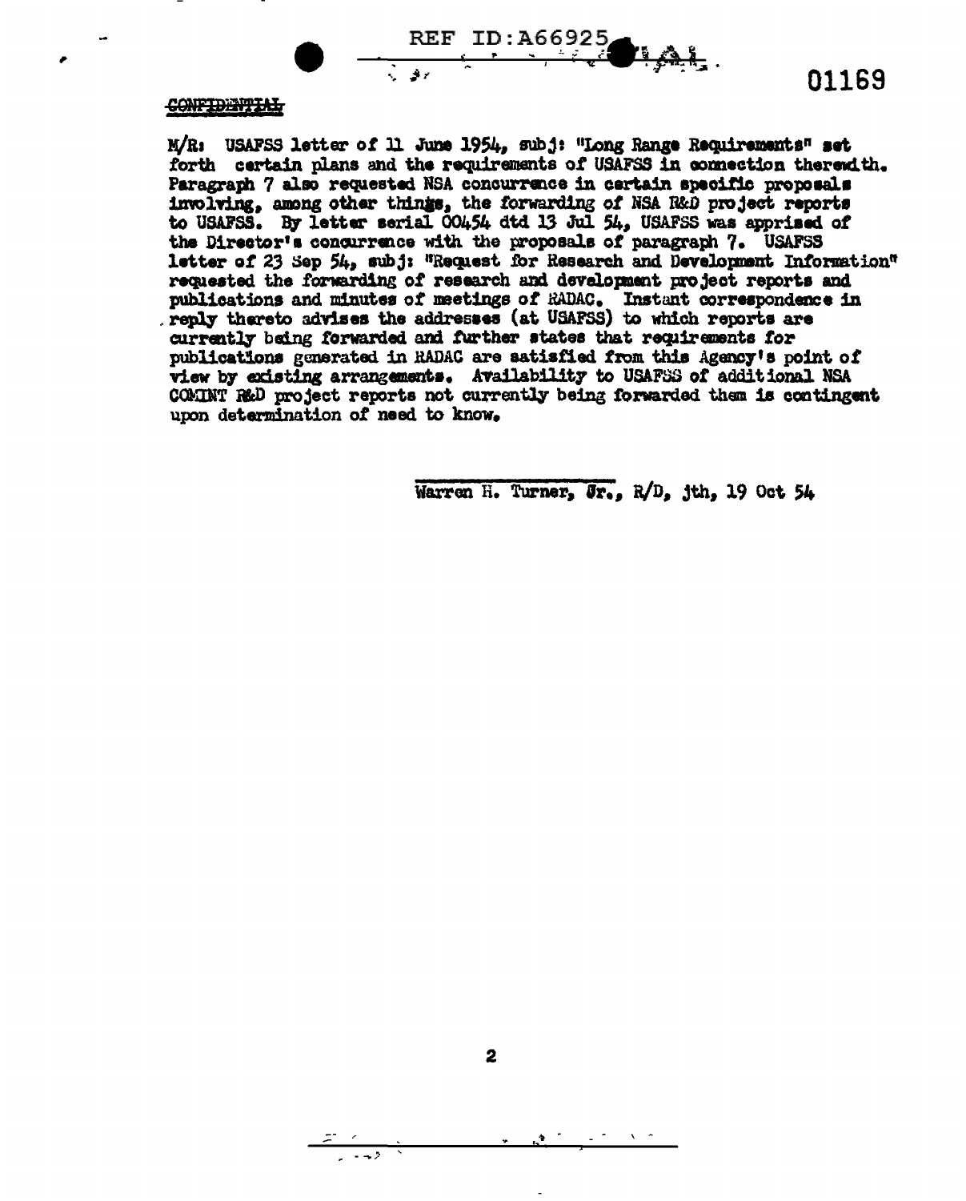~~CONFIDENTIAL~~

M/R: USAFSS letter of 11 June 1954, subj: "Long Range Requirements" set forth certain plans and the requirements of USAFSS in connection therewith. Paragraph 7 also requested NSA concurrence in certain specific proposals involving, among other things, the forwarding of NSA R&D project reports to USAFSS. By letter serial 00454 dtd 13 Jul 54, USAFSS was apprised of the Director's concurrence with the proposals of paragraph 7. USAFSS letter of 23 Sep 54, subj: "Request for Research and Development Information" requested the forwarding of research and development project reports and publications and minutes of meetings of RADAC. Instant correspondence in reply thereto advises the addresses (at USAFSS) to which reports are currently being forwarded and further states that requirements for publications generated in RADAC are satisfied from this Agency's point of view by existing arrangements. Availability to USAFSS of additional NSA COMINT R&D project reports not currently being forwarded them is contingent upon determination of need to know.

Warren H. Turner, Jr., R/D, jth, 19 Oct 54